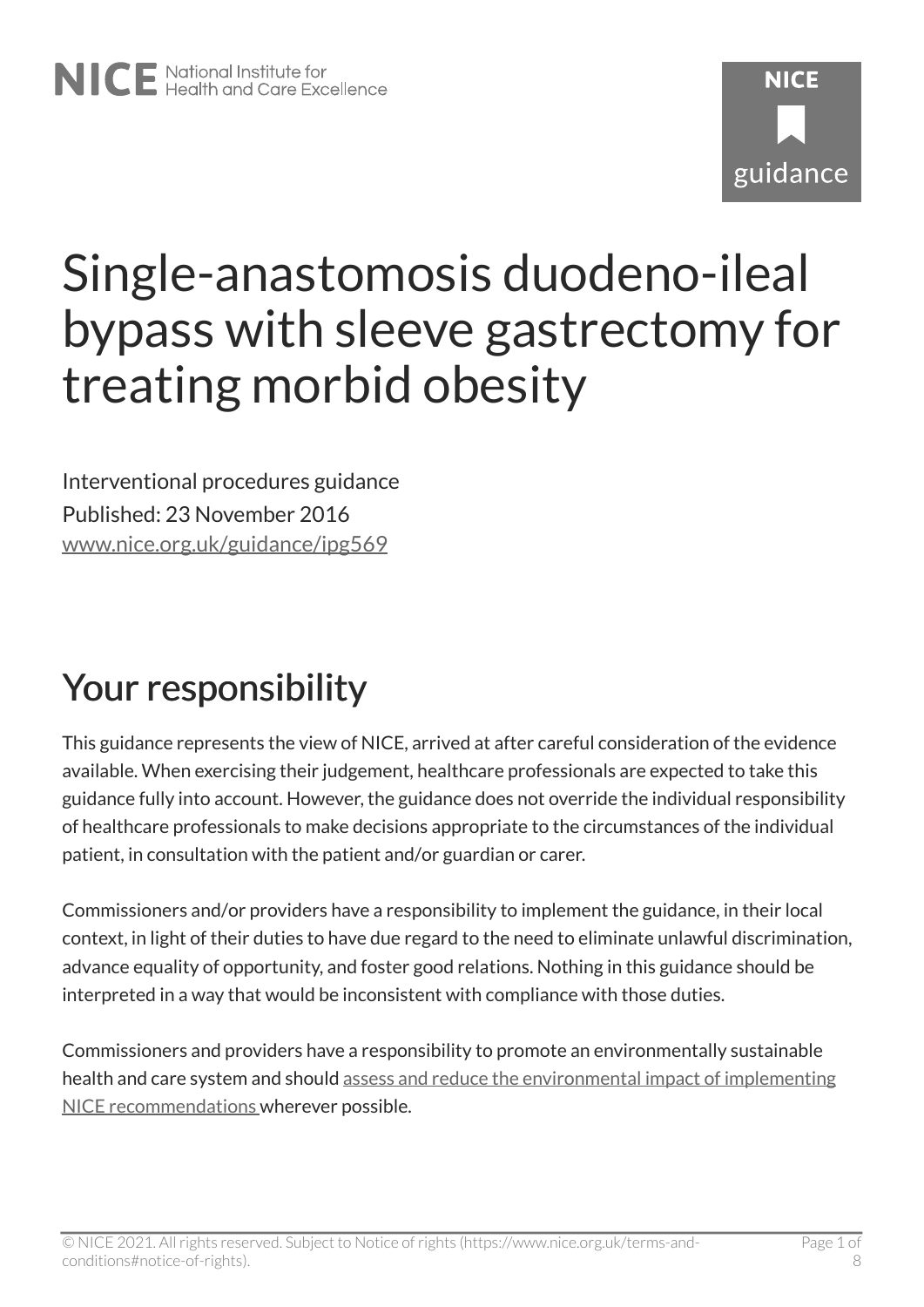# Single-anastomosis duodeno-ileal bypass with sleeve gastrectomy for treating morbid obesity

Interventional procedures guidance
Published: 23 November 2016
www.nice.org.uk/guidance/ipg569

## Your responsibility

This guidance represents the view of NICE, arrived at after careful consideration of the evidence available. When exercising their judgement, healthcare professionals are expected to take this guidance fully into account. However, the guidance does not override the individual responsibility of healthcare professionals to make decisions appropriate to the circumstances of the individual patient, in consultation with the patient and/or guardian or carer.

Commissioners and/or providers have a responsibility to implement the guidance, in their local context, in light of their duties to have due regard to the need to eliminate unlawful discrimination, advance equality of opportunity, and foster good relations. Nothing in this guidance should be interpreted in a way that would be inconsistent with compliance with those duties.

Commissioners and providers have a responsibility to promote an environmentally sustainable health and care system and should assess and reduce the environmental impact of implementing NICE recommendations wherever possible.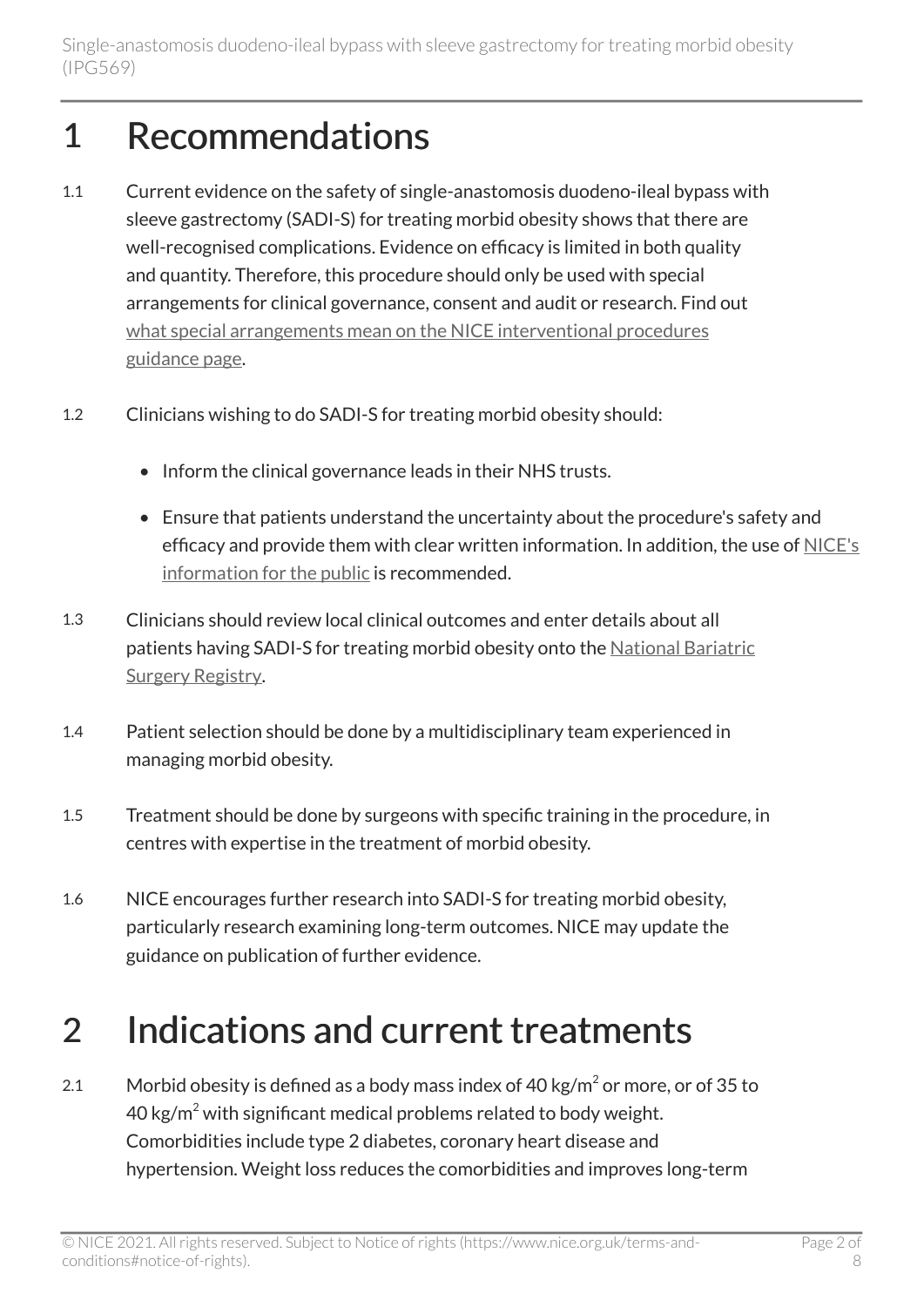# 1 Recommendations

1.1 Current evidence on the safety of single-anastomosis duodeno-ileal bypass with sleeve gastrectomy (SADI-S) for treating morbid obesity shows that there are well-recognised complications. Evidence on efficacy is limited in both quality and quantity. Therefore, this procedure should only be used with special arrangements for clinical governance, consent and audit or research. Find out what special arrangements mean on the NICE interventional procedures guidance page.

1.2 Clinicians wishing to do SADI-S for treating morbid obesity should:

- Inform the clinical governance leads in their NHS trusts.
- Ensure that patients understand the uncertainty about the procedure's safety and efficacy and provide them with clear written information. In addition, the use of NICE's information for the public is recommended.

1.3 Clinicians should review local clinical outcomes and enter details about all patients having SADI-S for treating morbid obesity onto the National Bariatric Surgery Registry.

1.4 Patient selection should be done by a multidisciplinary team experienced in managing morbid obesity.

1.5 Treatment should be done by surgeons with specific training in the procedure, in centres with expertise in the treatment of morbid obesity.

1.6 NICE encourages further research into SADI-S for treating morbid obesity, particularly research examining long-term outcomes. NICE may update the guidance on publication of further evidence.

# 2 Indications and current treatments

2.1 Morbid obesity is defined as a body mass index of 40 $kg/m^2$ or more, or of 35 to 40 $kg/m^2$ with significant medical problems related to body weight. Comorbidities include type 2 diabetes, coronary heart disease and hypertension. Weight loss reduces the comorbidities and improves long-term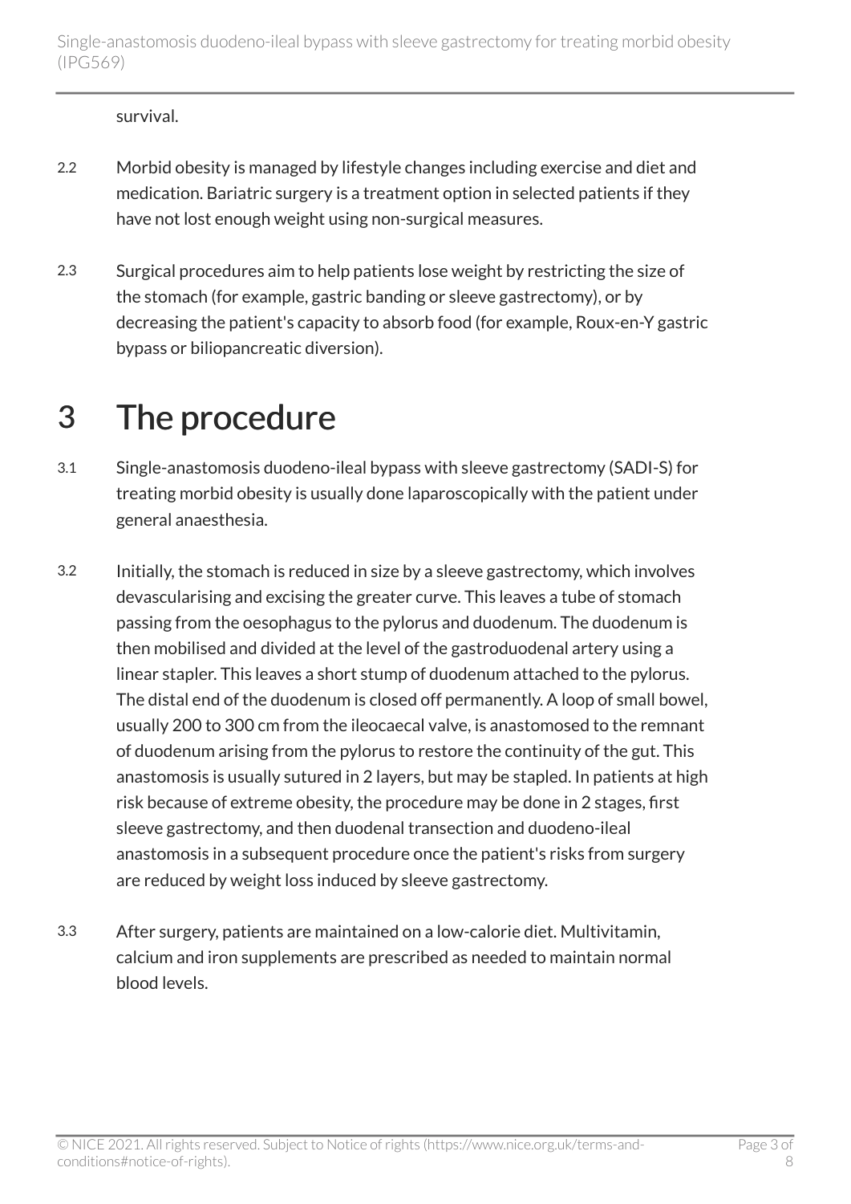survival.

2.2 Morbid obesity is managed by lifestyle changes including exercise and diet and medication. Bariatric surgery is a treatment option in selected patients if they have not lost enough weight using non-surgical measures.

2.3 Surgical procedures aim to help patients lose weight by restricting the size of the stomach (for example, gastric banding or sleeve gastrectomy), or by decreasing the patient's capacity to absorb food (for example, Roux-en-Y gastric bypass or biliopancreatic diversion).

# 3 The procedure

3.1 Single-anastomosis duodeno-ileal bypass with sleeve gastrectomy (SADI-S) for treating morbid obesity is usually done laparoscopically with the patient under general anaesthesia.

3.2 Initially, the stomach is reduced in size by a sleeve gastrectomy, which involves devascularising and excising the greater curve. This leaves a tube of stomach passing from the oesophagus to the pylorus and duodenum. The duodenum is then mobilised and divided at the level of the gastroduodenal artery using a linear stapler. This leaves a short stump of duodenum attached to the pylorus. The distal end of the duodenum is closed off permanently. A loop of small bowel, usually 200 to 300 cm from the ileocaecal valve, is anastomosed to the remnant of duodenum arising from the pylorus to restore the continuity of the gut. This anastomosis is usually sutured in 2 layers, but may be stapled. In patients at high risk because of extreme obesity, the procedure may be done in 2 stages, first sleeve gastrectomy, and then duodenal transection and duodeno-ileal anastomosis in a subsequent procedure once the patient's risks from surgery are reduced by weight loss induced by sleeve gastrectomy.

3.3 After surgery, patients are maintained on a low-calorie diet. Multivitamin, calcium and iron supplements are prescribed as needed to maintain normal blood levels.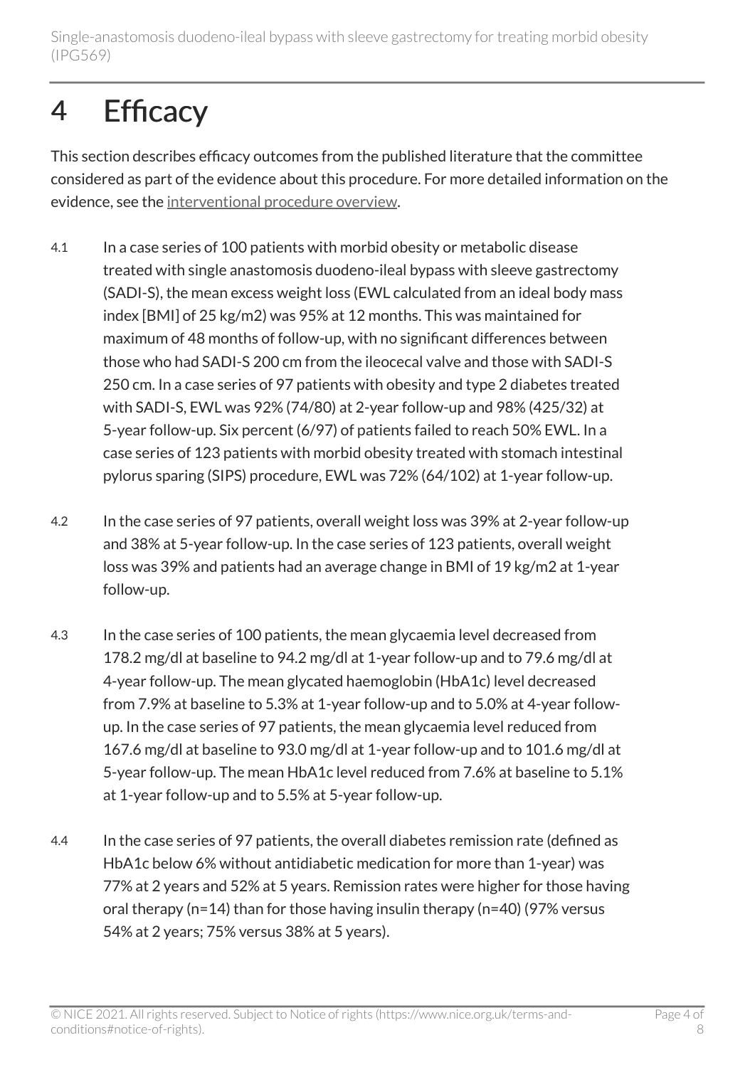# 4 Efficacy

This section describes efficacy outcomes from the published literature that the committee considered as part of the evidence about this procedure. For more detailed information on the evidence, see the interventional procedure overview.

4.1 In a case series of 100 patients with morbid obesity or metabolic disease treated with single anastomosis duodeno-ileal bypass with sleeve gastrectomy (SADI-S), the mean excess weight loss (EWL calculated from an ideal body mass index [BMI] of 25 kg/m2) was 95% at 12 months. This was maintained for maximum of 48 months of follow-up, with no significant differences between those who had SADI-S 200 cm from the ileocecal valve and those with SADI-S 250 cm. In a case series of 97 patients with obesity and type 2 diabetes treated with SADI-S, EWL was 92% (74/80) at 2-year follow-up and 98% (425/32) at 5-year follow-up. Six percent (6/97) of patients failed to reach 50% EWL. In a case series of 123 patients with morbid obesity treated with stomach intestinal pylorus sparing (SIPS) procedure, EWL was 72% (64/102) at 1-year follow-up.

4.2 In the case series of 97 patients, overall weight loss was 39% at 2-year follow-up and 38% at 5-year follow-up. In the case series of 123 patients, overall weight loss was 39% and patients had an average change in BMI of 19 kg/m2 at 1-year follow-up.

4.3 In the case series of 100 patients, the mean glycaemia level decreased from 178.2 mg/dl at baseline to 94.2 mg/dl at 1-year follow-up and to 79.6 mg/dl at 4-year follow-up. The mean glycated haemoglobin (HbA1c) level decreased from 7.9% at baseline to 5.3% at 1-year follow-up and to 5.0% at 4-year follow-up. In the case series of 97 patients, the mean glycaemia level reduced from 167.6 mg/dl at baseline to 93.0 mg/dl at 1-year follow-up and to 101.6 mg/dl at 5-year follow-up. The mean HbA1c level reduced from 7.6% at baseline to 5.1% at 1-year follow-up and to 5.5% at 5-year follow-up.

4.4 In the case series of 97 patients, the overall diabetes remission rate (defined as HbA1c below 6% without antidiabetic medication for more than 1-year) was 77% at 2 years and 52% at 5 years. Remission rates were higher for those having oral therapy (n=14) than for those having insulin therapy (n=40) (97% versus 54% at 2 years; 75% versus 38% at 5 years).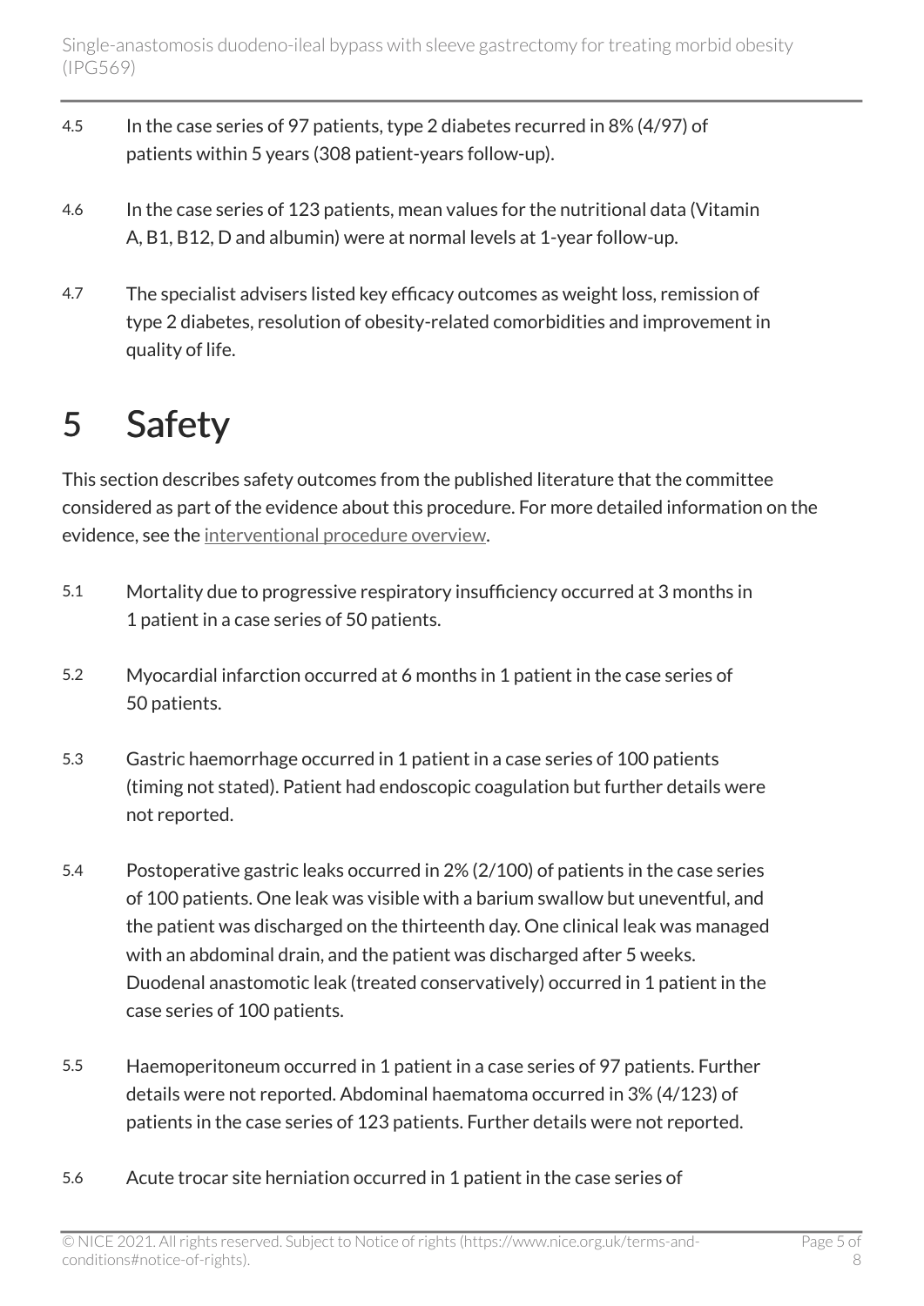4.5 In the case series of 97 patients, type 2 diabetes recurred in 8% (4/97) of patients within 5 years (308 patient-years follow-up).

4.6 In the case series of 123 patients, mean values for the nutritional data (Vitamin A, B1, B12, D and albumin) were at normal levels at 1-year follow-up.

4.7 The specialist advisers listed key efficacy outcomes as weight loss, remission of type 2 diabetes, resolution of obesity-related comorbidities and improvement in quality of life.

# 5 Safety

This section describes safety outcomes from the published literature that the committee considered as part of the evidence about this procedure. For more detailed information on the evidence, see the interventional procedure overview.

5.1 Mortality due to progressive respiratory insufficiency occurred at 3 months in 1 patient in a case series of 50 patients.

5.2 Myocardial infarction occurred at 6 months in 1 patient in the case series of 50 patients.

5.3 Gastric haemorrhage occurred in 1 patient in a case series of 100 patients (timing not stated). Patient had endoscopic coagulation but further details were not reported.

5.4 Postoperative gastric leaks occurred in 2% (2/100) of patients in the case series of 100 patients. One leak was visible with a barium swallow but uneventful, and the patient was discharged on the thirteenth day. One clinical leak was managed with an abdominal drain, and the patient was discharged after 5 weeks. Duodenal anastomotic leak (treated conservatively) occurred in 1 patient in the case series of 100 patients.

5.5 Haemoperitoneum occurred in 1 patient in a case series of 97 patients. Further details were not reported. Abdominal haematoma occurred in 3% (4/123) of patients in the case series of 123 patients. Further details were not reported.

5.6 Acute trocar site herniation occurred in 1 patient in the case series of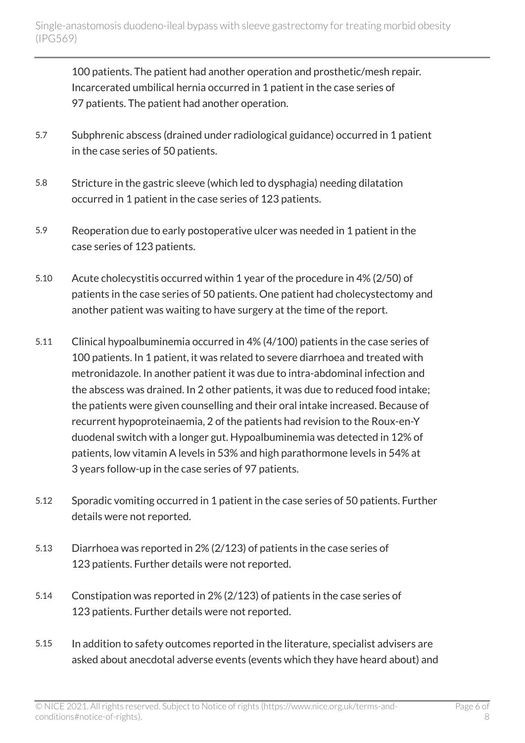100 patients. The patient had another operation and prosthetic/mesh repair. Incarcerated umbilical hernia occurred in 1 patient in the case series of 97 patients. The patient had another operation.

5.7 Subphrenic abscess (drained under radiological guidance) occurred in 1 patient in the case series of 50 patients.

5.8 Stricture in the gastric sleeve (which led to dysphagia) needing dilatation occurred in 1 patient in the case series of 123 patients.

5.9 Reoperation due to early postoperative ulcer was needed in 1 patient in the case series of 123 patients.

5.10 Acute cholecystitis occurred within 1 year of the procedure in 4% (2/50) of patients in the case series of 50 patients. One patient had cholecystectomy and another patient was waiting to have surgery at the time of the report.

5.11 Clinical hypoalbuminemia occurred in 4% (4/100) patients in the case series of 100 patients. In 1 patient, it was related to severe diarrhoea and treated with metronidazole. In another patient it was due to intra-abdominal infection and the abscess was drained. In 2 other patients, it was due to reduced food intake; the patients were given counselling and their oral intake increased. Because of recurrent hypoproteinaemia, 2 of the patients had revision to the Roux-en-Y duodenal switch with a longer gut. Hypoalbuminemia was detected in 12% of patients, low vitamin A levels in 53% and high parathormone levels in 54% at 3 years follow-up in the case series of 97 patients.

5.12 Sporadic vomiting occurred in 1 patient in the case series of 50 patients. Further details were not reported.

5.13 Diarrhoea was reported in 2% (2/123) of patients in the case series of 123 patients. Further details were not reported.

5.14 Constipation was reported in 2% (2/123) of patients in the case series of 123 patients. Further details were not reported.

5.15 In addition to safety outcomes reported in the literature, specialist advisers are asked about anecdotal adverse events (events which they have heard about) and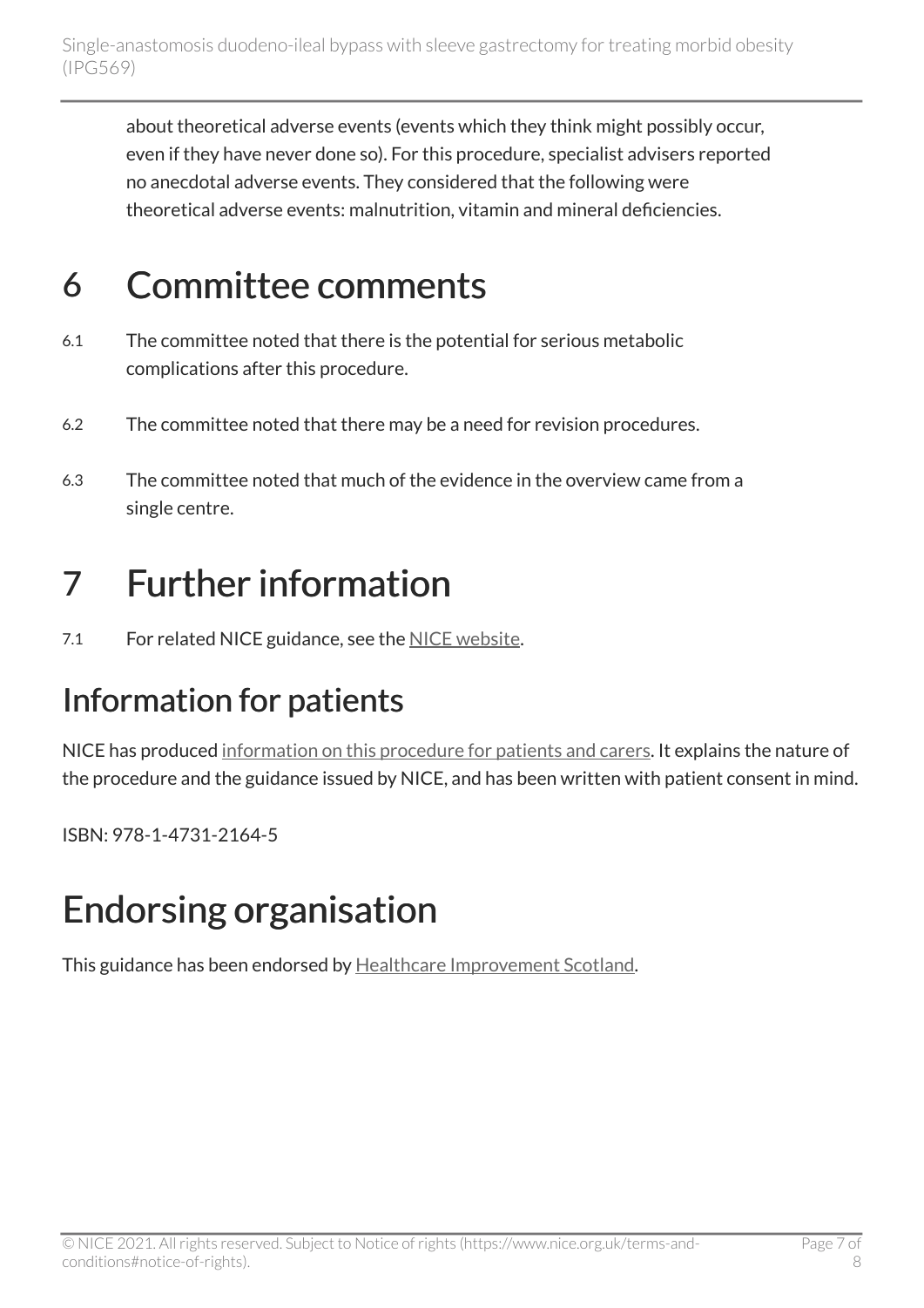about theoretical adverse events (events which they think might possibly occur, even if they have never done so). For this procedure, specialist advisers reported no anecdotal adverse events. They considered that the following were theoretical adverse events: malnutrition, vitamin and mineral deficiencies.

# 6 Committee comments

6.1 The committee noted that there is the potential for serious metabolic complications after this procedure.

6.2 The committee noted that there may be a need for revision procedures.

6.3 The committee noted that much of the evidence in the overview came from a single centre.

# 7 Further information

7.1 For related NICE guidance, see the NICE website.

## Information for patients

NICE has produced information on this procedure for patients and carers. It explains the nature of the procedure and the guidance issued by NICE, and has been written with patient consent in mind.

ISBN: 978-1-4731-2164-5

# Endorsing organisation

This guidance has been endorsed by Healthcare Improvement Scotland.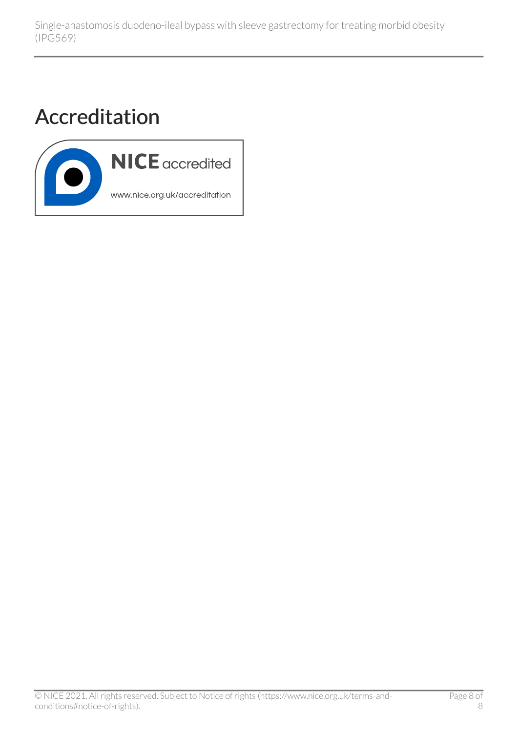# Accreditation

NICE accredited

www.nice.org.uk/accreditation